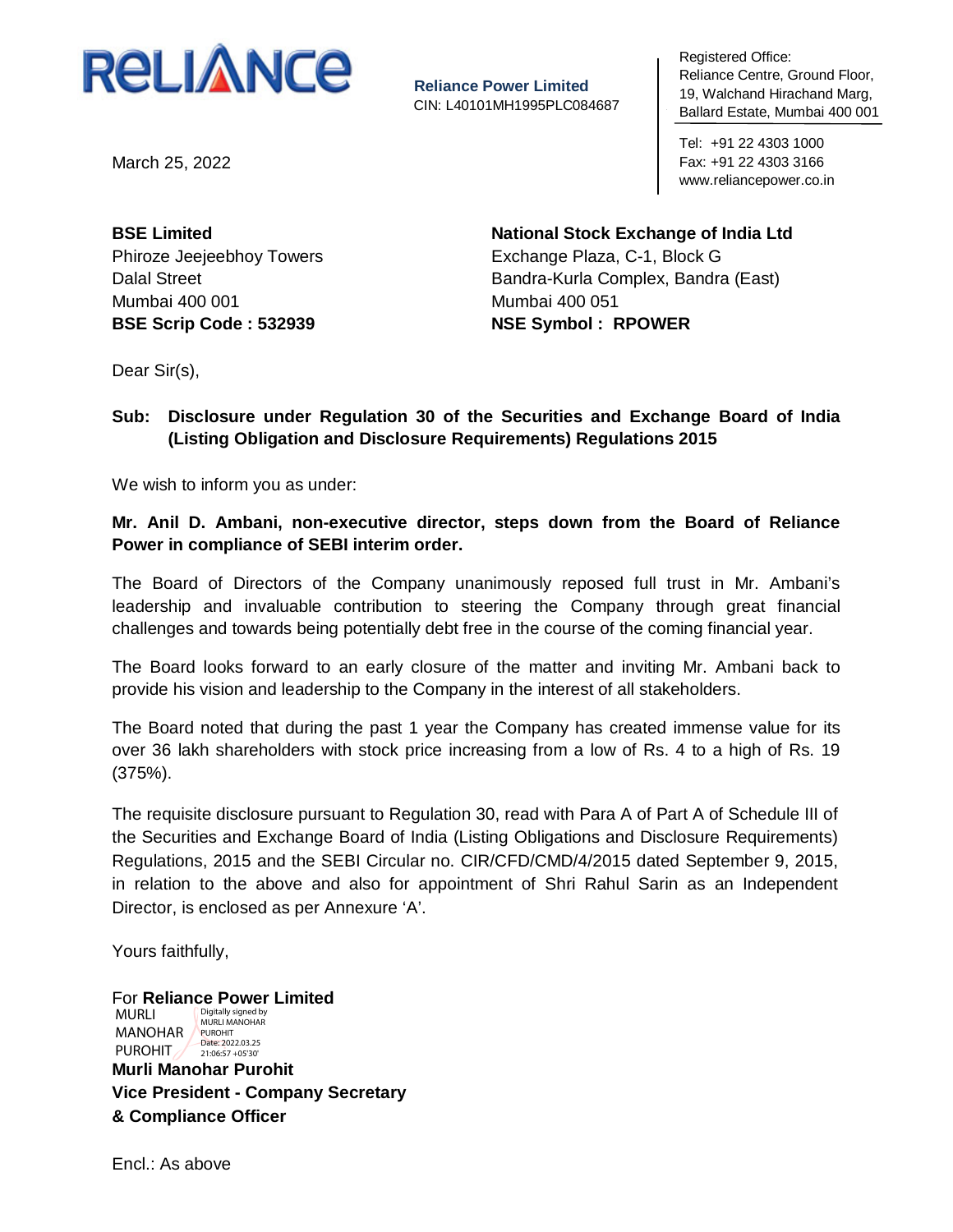**RELIANCE**

**Reliance Power Limited**
CIN: L40101MH1995PLC084687

Registered Office:
Reliance Centre, Ground Floor,
19, Walchand Hirachand Marg,
Ballard Estate, Mumbai 400 001

Tel: +91 22 4303 1000
Fax: +91 22 4303 3166
www.reliancepower.co.in

March 25, 2022

**BSE Limited**
Phiroze Jeejeebhoy Towers
Dalal Street
Mumbai 400 001
**BSE Scrip Code : 532939**

**National Stock Exchange of India Ltd**
Exchange Plaza, C-1, Block G
Bandra-Kurla Complex, Bandra (East)
Mumbai 400 051
**NSE Symbol : RPOWER**

Dear Sir(s),

**Sub: Disclosure under Regulation 30 of the Securities and Exchange Board of India (Listing Obligation and Disclosure Requirements) Regulations 2015**

We wish to inform you as under:

**Mr. Anil D. Ambani, non-executive director, steps down from the Board of Reliance Power in compliance of SEBI interim order.**

The Board of Directors of the Company unanimously reposed full trust in Mr. Ambani's leadership and invaluable contribution to steering the Company through great financial challenges and towards being potentially debt free in the course of the coming financial year.

The Board looks forward to an early closure of the matter and inviting Mr. Ambani back to provide his vision and leadership to the Company in the interest of all stakeholders.

The Board noted that during the past 1 year the Company has created immense value for its over 36 lakh shareholders with stock price increasing from a low of Rs. 4 to a high of Rs. 19 (375%).

The requisite disclosure pursuant to Regulation 30, read with Para A of Part A of Schedule III of the Securities and Exchange Board of India (Listing Obligations and Disclosure Requirements) Regulations, 2015 and the SEBI Circular no. CIR/CFD/CMD/4/2015 dated September 9, 2015, in relation to the above and also for appointment of Shri Rahul Sarin as an Independent Director, is enclosed as per Annexure 'A'.

Yours faithfully,

For **Reliance Power Limited**

MURLI MANOHAR PUROHIT
Digitally signed by MURLI MANOHAR PUROHIT
Date: 2022.03.25 21:06:57 +05'30'

**Murli Manohar Purohit**
**Vice President - Company Secretary**
**& Compliance Officer**

Encl.: As above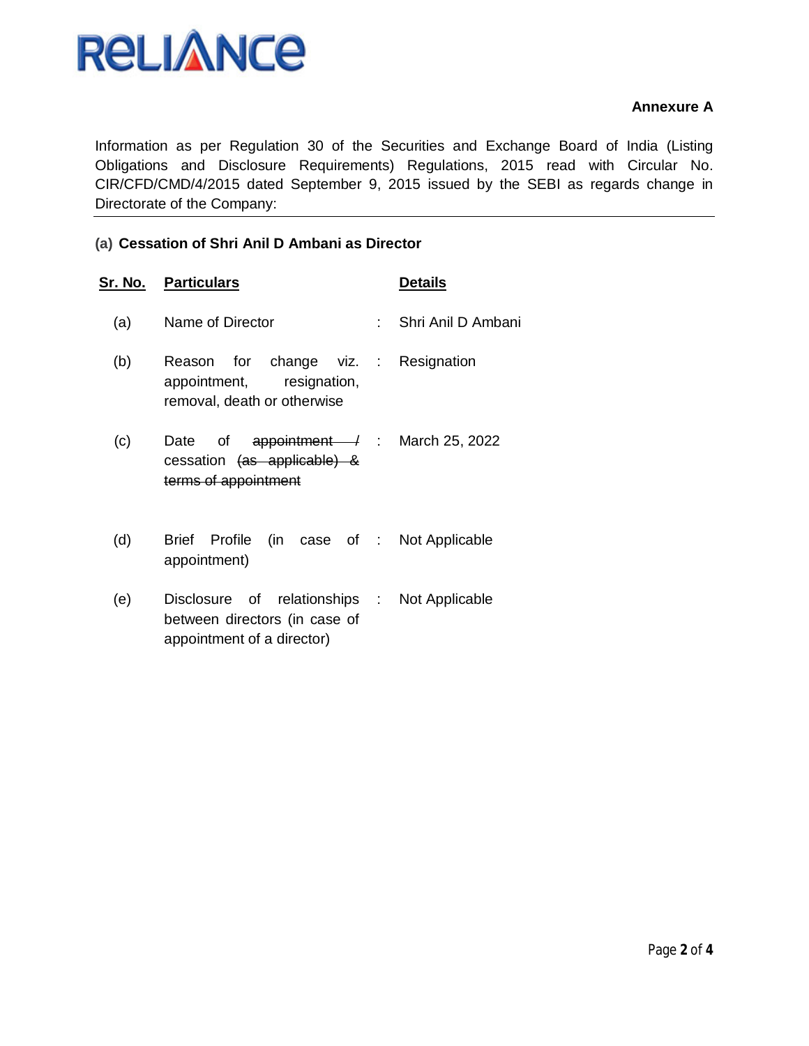**Annexure A**

Information as per Regulation 30 of the Securities and Exchange Board of India (Listing Obligations and Disclosure Requirements) Regulations, 2015 read with Circular No. CIR/CFD/CMD/4/2015 dated September 9, 2015 issued by the SEBI as regards change in Directorate of the Company:

**(a) Cessation of Shri Anil D Ambani as Director**

| Sr. No. | Particulars | | Details |
|---|---|---|---|
| (a) | Name of Director | : | Shri Anil D Ambani |
| (b) | Reason for change viz. appointment, resignation, removal, death or otherwise | : | Resignation |
| (c) | Date of ~~appointment /~~ cessation ~~(as applicable) & terms of appointment~~ | : | March 25, 2022 |
| (d) | Brief Profile (in case of appointment) | : | Not Applicable |
| (e) | Disclosure of relationships between directors (in case of appointment of a director) | : | Not Applicable |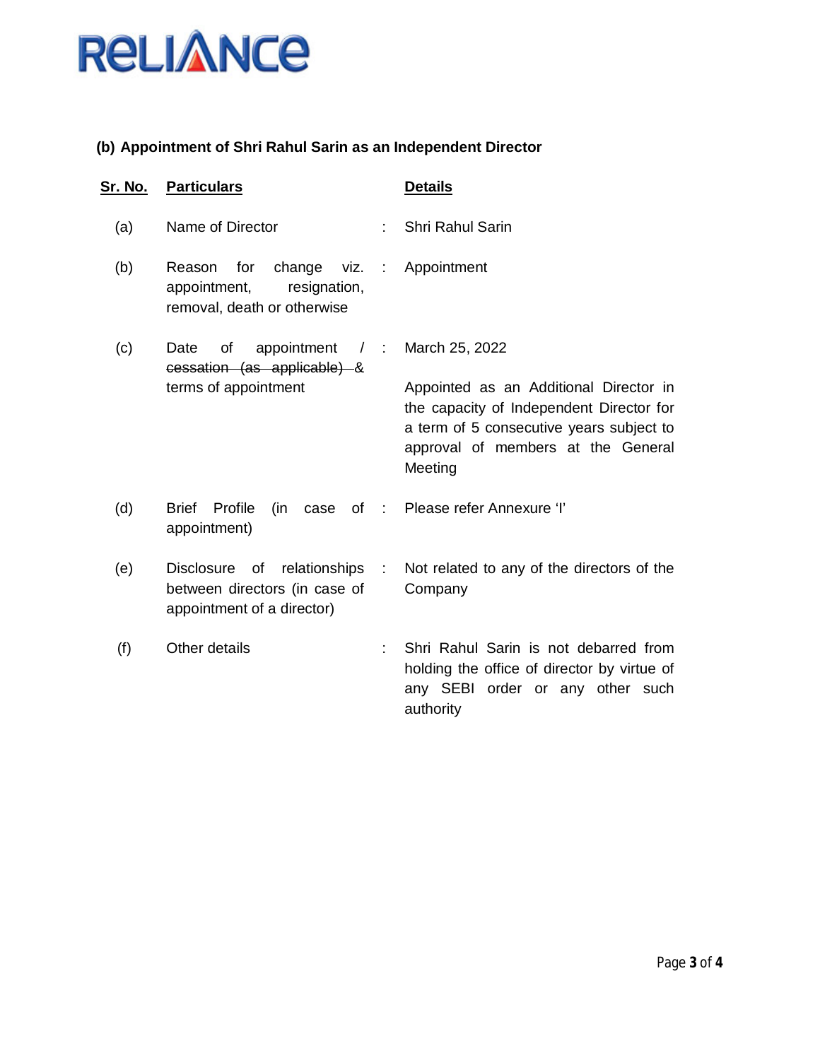### (b) Appointment of Shri Rahul Sarin as an Independent Director

| Sr. No. | Particulars | | Details |
|---|---|---|---|
| (a) | Name of Director | : | Shri Rahul Sarin |
| (b) | Reason for change viz. appointment, resignation, removal, death or otherwise | : | Appointment |
| (c) | Date of appointment / ~~cessation (as applicable)~~ & terms of appointment | : | March 25, 2022<br><br>Appointed as an Additional Director in the capacity of Independent Director for a term of 5 consecutive years subject to approval of members at the General Meeting |
| (d) | Brief Profile (in case of appointment) | : | Please refer Annexure 'I' |
| (e) | Disclosure of relationships between directors (in case of appointment of a director) | : | Not related to any of the directors of the Company |
| (f) | Other details | : | Shri Rahul Sarin is not debarred from holding the office of director by virtue of any SEBI order or any other such authority |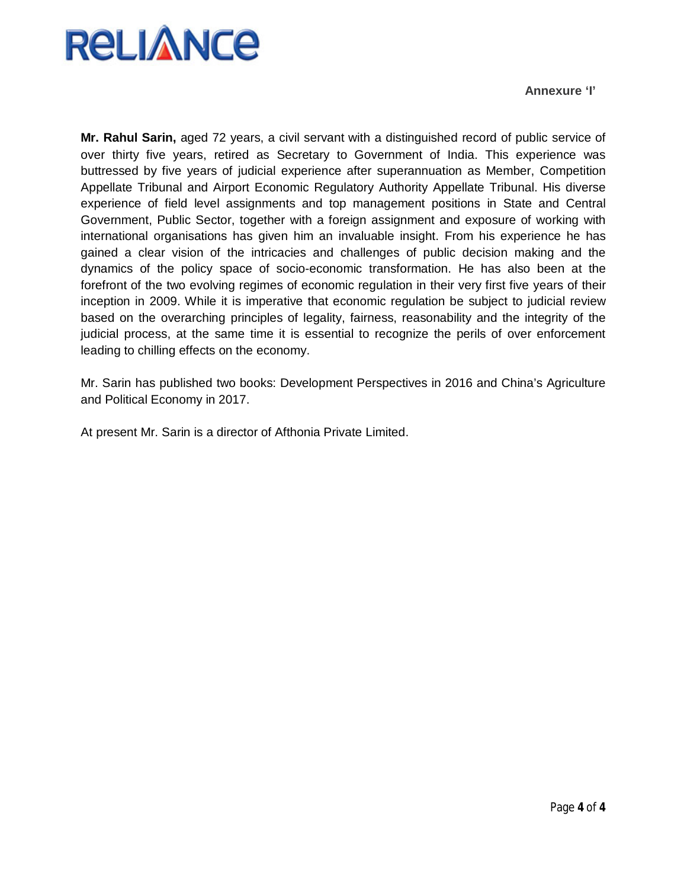Annexure 'I'

**Mr. Rahul Sarin,** aged 72 years, a civil servant with a distinguished record of public service of over thirty five years, retired as Secretary to Government of India. This experience was buttressed by five years of judicial experience after superannuation as Member, Competition Appellate Tribunal and Airport Economic Regulatory Authority Appellate Tribunal. His diverse experience of field level assignments and top management positions in State and Central Government, Public Sector, together with a foreign assignment and exposure of working with international organisations has given him an invaluable insight. From his experience he has gained a clear vision of the intricacies and challenges of public decision making and the dynamics of the policy space of socio-economic transformation. He has also been at the forefront of the two evolving regimes of economic regulation in their very first five years of their inception in 2009. While it is imperative that economic regulation be subject to judicial review based on the overarching principles of legality, fairness, reasonability and the integrity of the judicial process, at the same time it is essential to recognize the perils of over enforcement leading to chilling effects on the economy.

Mr. Sarin has published two books: Development Perspectives in 2016 and China's Agriculture and Political Economy in 2017.

At present Mr. Sarin is a director of Afthonia Private Limited.